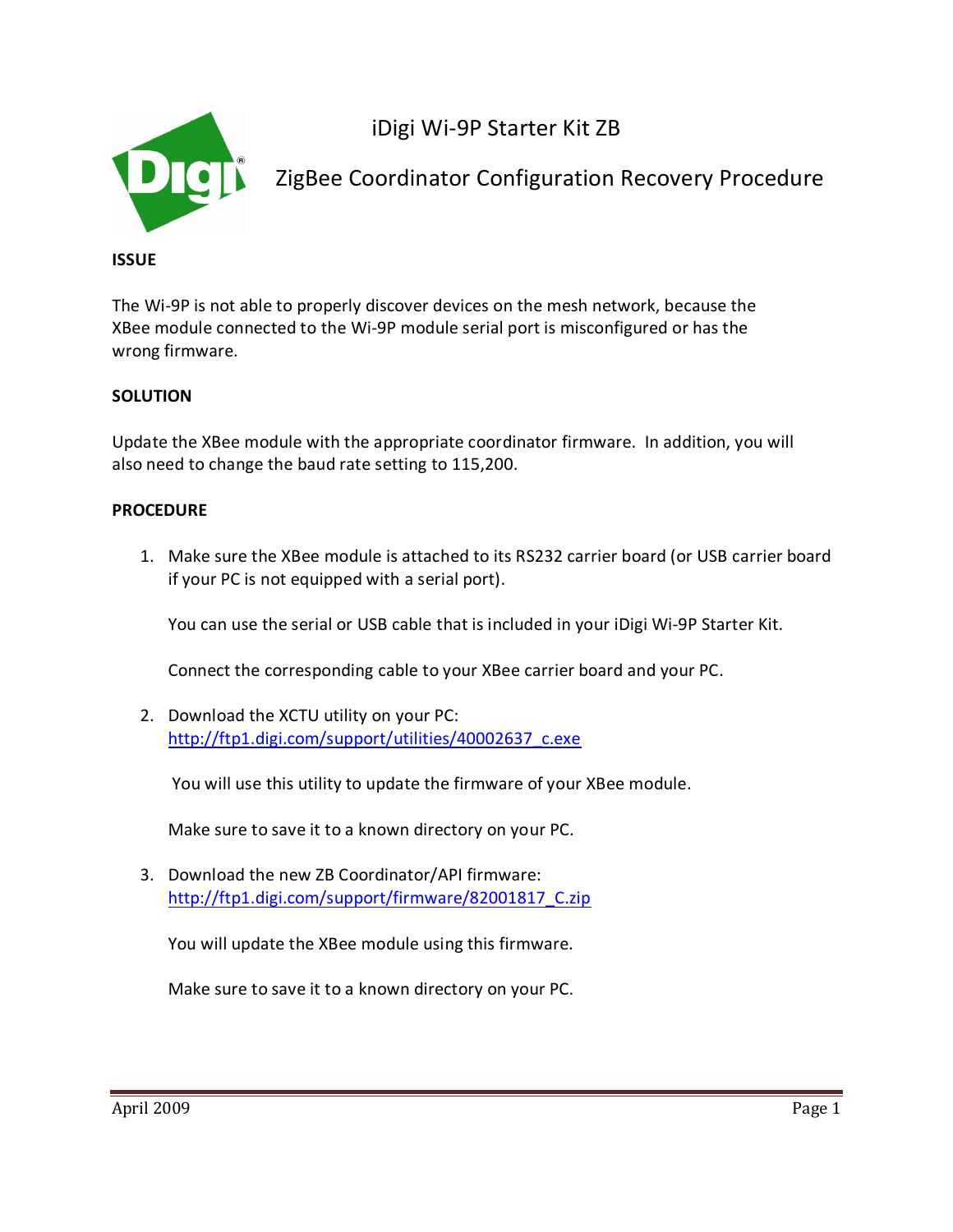# iDigi Wi-9P Starter Kit ZB

## ZigBee Coordinator Configuration Recovery Procedure

**ISSUE**

The Wi-9P is not able to properly discover devices on the mesh network, because the XBee module connected to the Wi-9P module serial port is misconfigured or has the wrong firmware.

**SOLUTION**

Update the XBee module with the appropriate coordinator firmware. In addition, you will also need to change the baud rate setting to 115,200.

**PROCEDURE**

1. Make sure the XBee module is attached to its RS232 carrier board (or USB carrier board if your PC is not equipped with a serial port).

   You can use the serial or USB cable that is included in your iDigi Wi-9P Starter Kit.

   Connect the corresponding cable to your XBee carrier board and your PC.

2. Download the XCTU utility on your PC:
   http://ftp1.digi.com/support/utilities/40002637_c.exe

   You will use this utility to update the firmware of your XBee module.

   Make sure to save it to a known directory on your PC.

3. Download the new ZB Coordinator/API firmware:
   http://ftp1.digi.com/support/firmware/82001817_C.zip

   You will update the XBee module using this firmware.

   Make sure to save it to a known directory on your PC.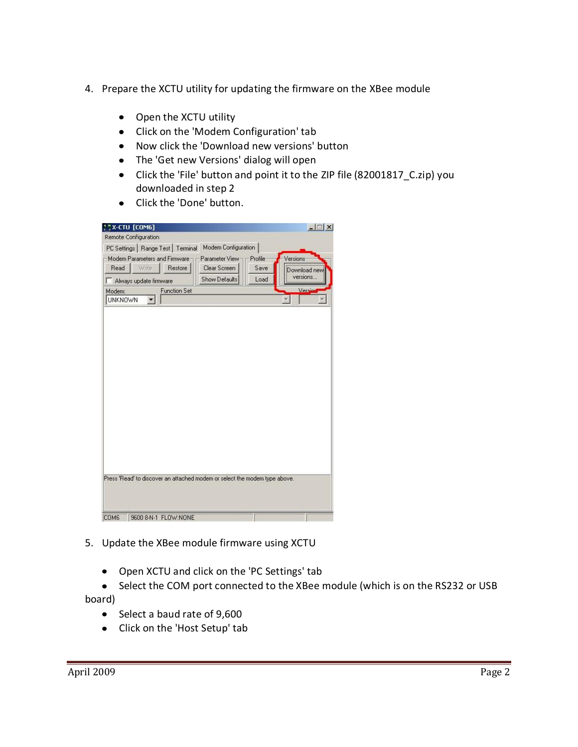4. Prepare the XCTU utility for updating the firmware on the XBee module

   - Open the XCTU utility
   - Click on the 'Modem Configuration' tab
   - Now click the 'Download new versions' button
   - The 'Get new Versions' dialog will open
   - Click the 'File' button and point it to the ZIP file (82001817_C.zip) you downloaded in step 2
   - Click the 'Done' button.

5. Update the XBee module firmware using XCTU

   - Open XCTU and click on the 'PC Settings' tab
   - Select the COM port connected to the XBee module (which is on the RS232 or USB board)
   - Select a baud rate of 9,600
   - Click on the 'Host Setup' tab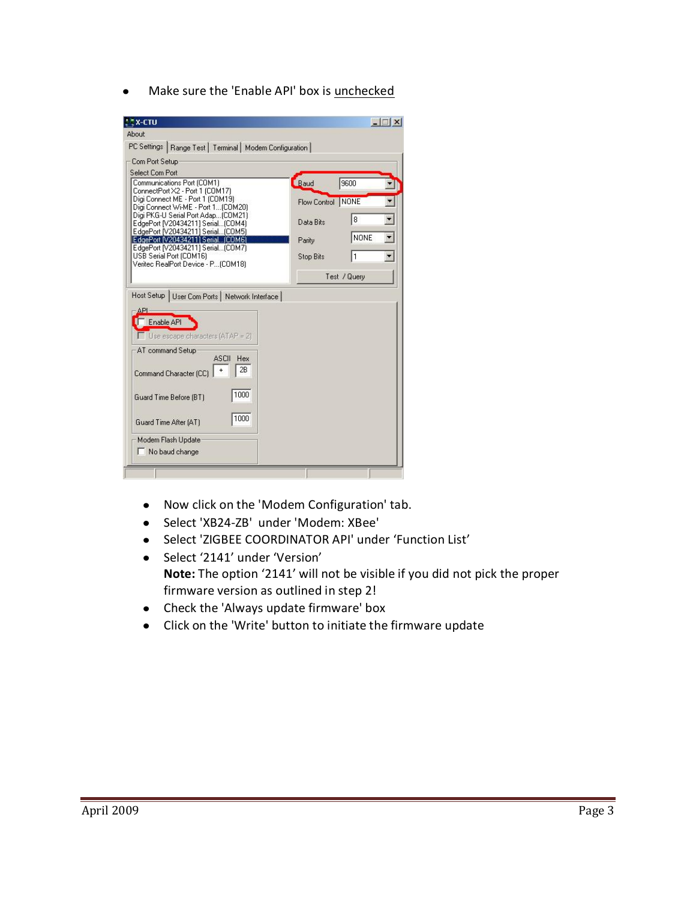- Make sure the 'Enable API' box is unchecked

- Now click on the 'Modem Configuration' tab.
- Select 'XB24-ZB' under 'Modem: XBee'
- Select 'ZIGBEE COORDINATOR API' under 'Function List'
- Select '2141' under 'Version'
  **Note:** The option '2141' will not be visible if you did not pick the proper firmware version as outlined in step 2!
- Check the 'Always update firmware' box
- Click on the 'Write' button to initiate the firmware update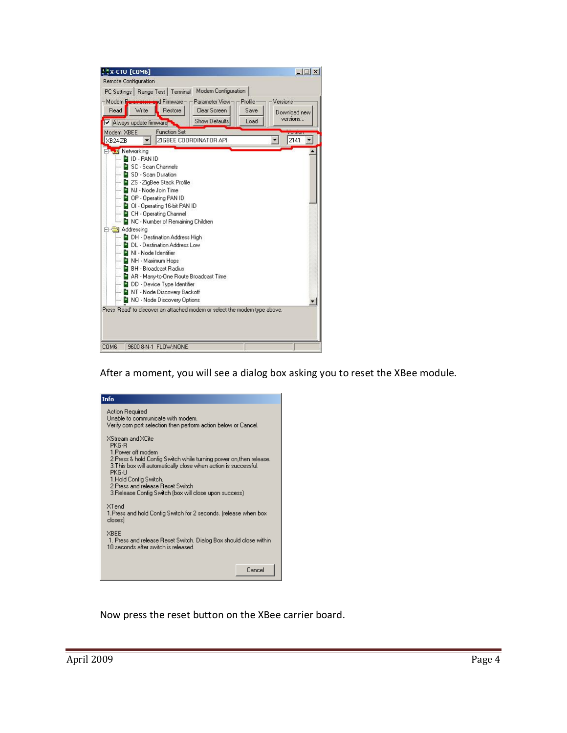After a moment, you will see a dialog box asking you to reset the XBee module.

Now press the reset button on the XBee carrier board.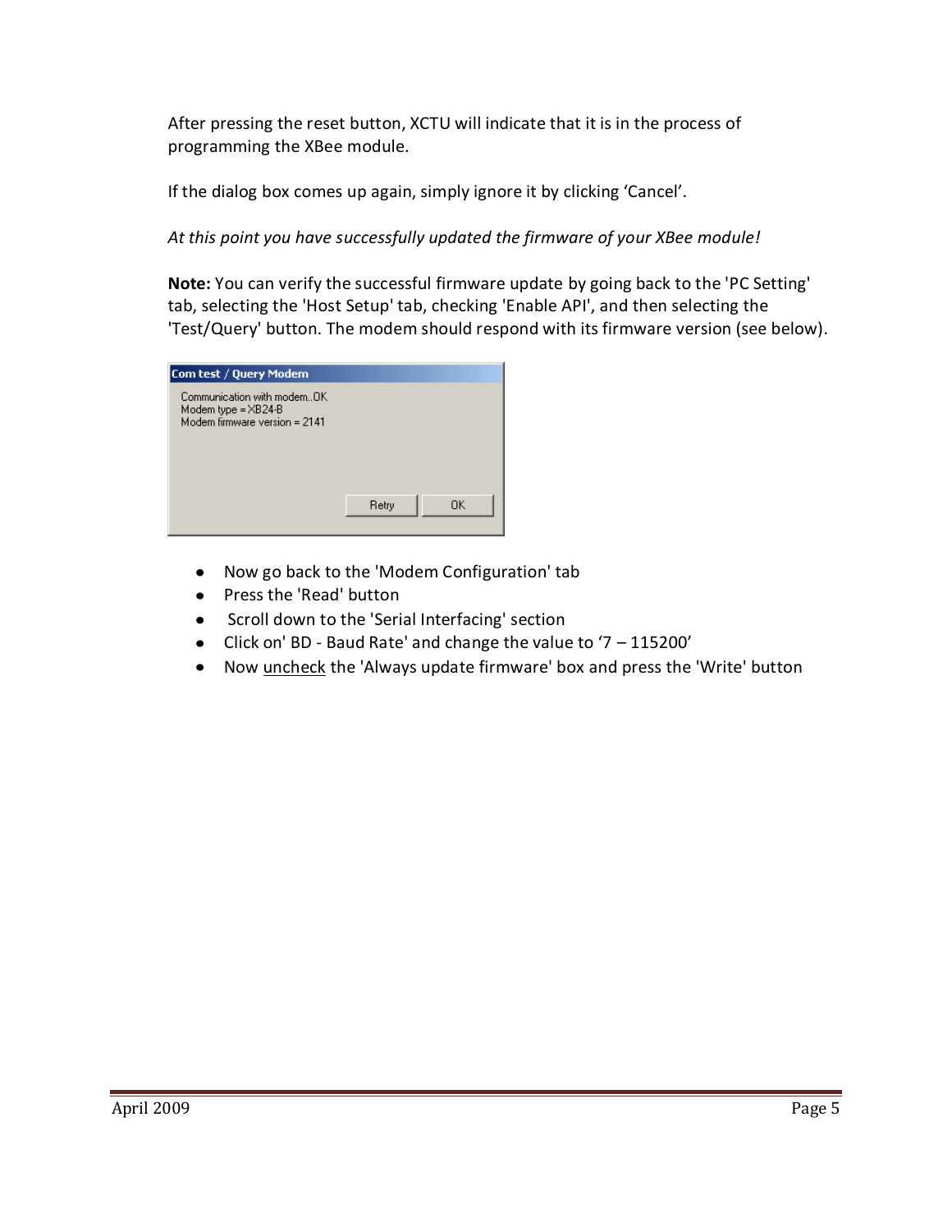After pressing the reset button, XCTU will indicate that it is in the process of programming the XBee module.

If the dialog box comes up again, simply ignore it by clicking 'Cancel'.

*At this point you have successfully updated the firmware of your XBee module!*

**Note:** You can verify the successful firmware update by going back to the 'PC Setting' tab, selecting the 'Host Setup' tab, checking 'Enable API', and then selecting the 'Test/Query' button. The modem should respond with its firmware version (see below).

```
Com test / Query Modem

Communication with modem..OK
Modem type = XB24-B
Modem firmware version = 2141

                    [Retry]  [OK]
```

- Now go back to the 'Modem Configuration' tab
- Press the 'Read' button
- Scroll down to the 'Serial Interfacing' section
- Click on' BD - Baud Rate' and change the value to '7 – 115200'
- Now uncheck the 'Always update firmware' box and press the 'Write' button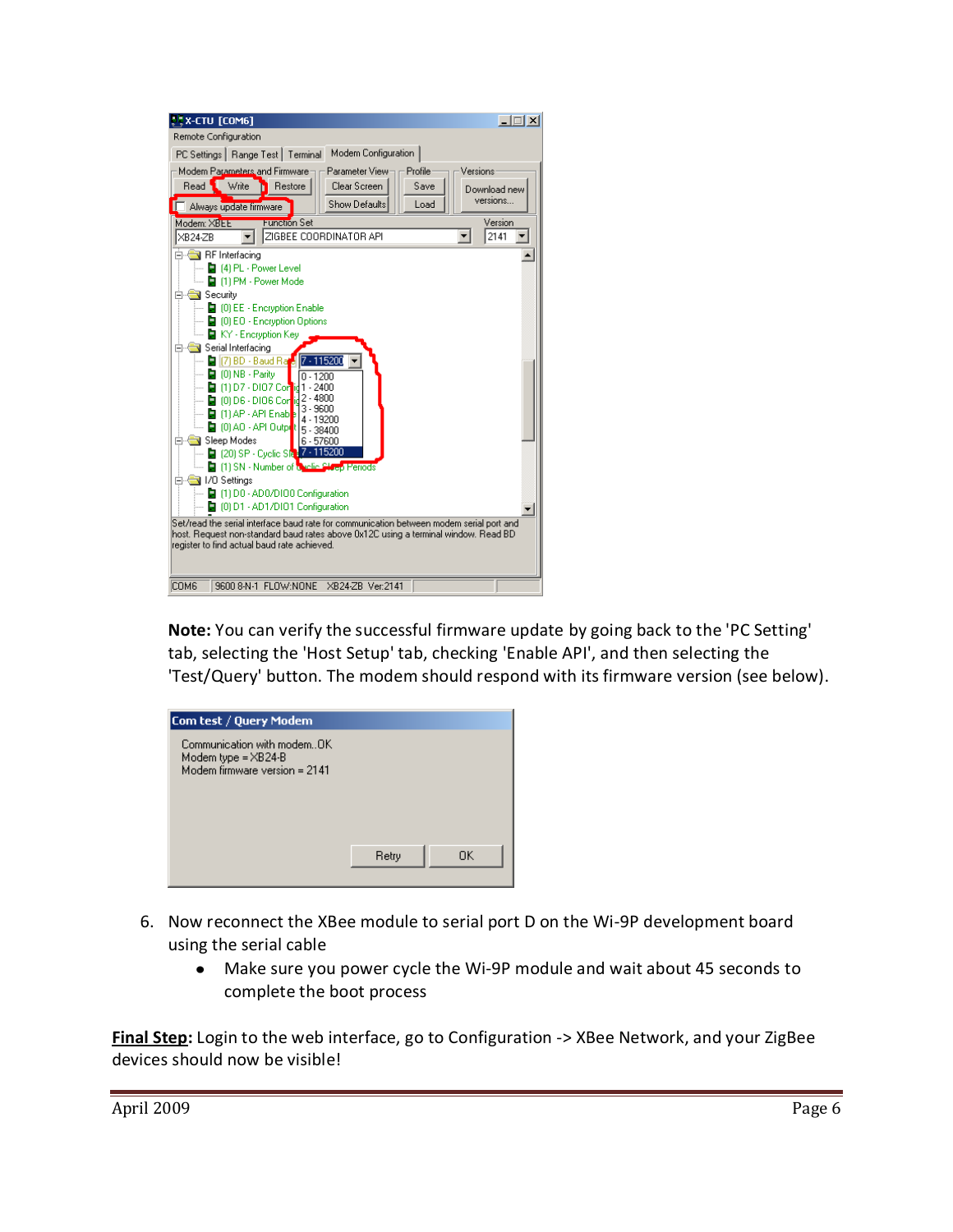**Note:** You can verify the successful firmware update by going back to the 'PC Setting' tab, selecting the 'Host Setup' tab, checking 'Enable API', and then selecting the 'Test/Query' button. The modem should respond with its firmware version (see below).

6. Now reconnect the XBee module to serial port D on the Wi-9P development board using the serial cable
   - Make sure you power cycle the Wi-9P module and wait about 45 seconds to complete the boot process

**Final Step**: Login to the web interface, go to Configuration -> XBee Network, and your ZigBee devices should now be visible!